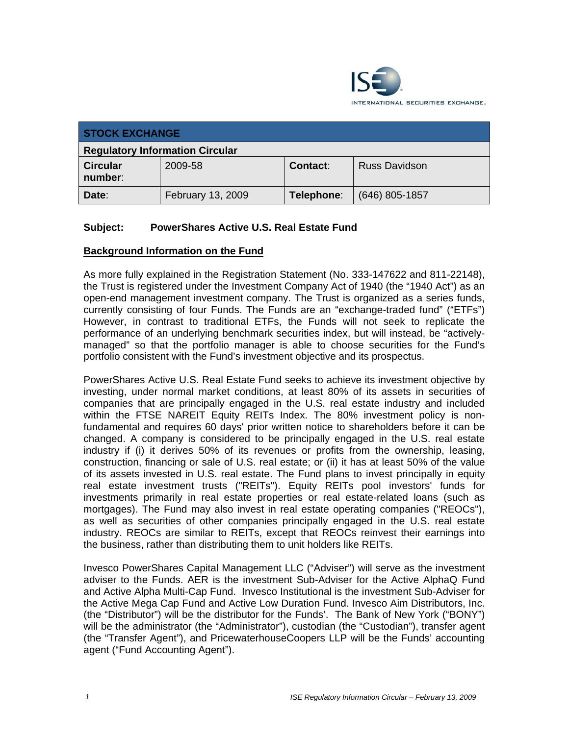INTERNATIONAL SECURITIES EXCHANGE.

| STOCK EXCHANGE | | | |
|---|---|---|---|
| **Regulatory Information Circular** | | | |
| **Circular number**: | 2009-58 | **Contact**: | Russ Davidson |
| **Date**: | February 13, 2009 | **Telephone**: | (646) 805-1857 |

**Subject: PowerShares Active U.S. Real Estate Fund**

## Background Information on the Fund

As more fully explained in the Registration Statement (No. 333-147622 and 811-22148), the Trust is registered under the Investment Company Act of 1940 (the "1940 Act") as an open-end management investment company. The Trust is organized as a series funds, currently consisting of four Funds. The Funds are an "exchange-traded fund" ("ETFs") However, in contrast to traditional ETFs, the Funds will not seek to replicate the performance of an underlying benchmark securities index, but will instead, be "actively-managed" so that the portfolio manager is able to choose securities for the Fund's portfolio consistent with the Fund's investment objective and its prospectus.

PowerShares Active U.S. Real Estate Fund seeks to achieve its investment objective by investing, under normal market conditions, at least 80% of its assets in securities of companies that are principally engaged in the U.S. real estate industry and included within the FTSE NAREIT Equity REITs Index. The 80% investment policy is non-fundamental and requires 60 days' prior written notice to shareholders before it can be changed. A company is considered to be principally engaged in the U.S. real estate industry if (i) it derives 50% of its revenues or profits from the ownership, leasing, construction, financing or sale of U.S. real estate; or (ii) it has at least 50% of the value of its assets invested in U.S. real estate. The Fund plans to invest principally in equity real estate investment trusts ("REITs"). Equity REITs pool investors' funds for investments primarily in real estate properties or real estate-related loans (such as mortgages). The Fund may also invest in real estate operating companies ("REOCs"), as well as securities of other companies principally engaged in the U.S. real estate industry. REOCs are similar to REITs, except that REOCs reinvest their earnings into the business, rather than distributing them to unit holders like REITs.

Invesco PowerShares Capital Management LLC ("Adviser") will serve as the investment adviser to the Funds. AER is the investment Sub-Adviser for the Active AlphaQ Fund and Active Alpha Multi-Cap Fund. Invesco Institutional is the investment Sub-Adviser for the Active Mega Cap Fund and Active Low Duration Fund. Invesco Aim Distributors, Inc. (the "Distributor") will be the distributor for the Funds'. The Bank of New York ("BONY") will be the administrator (the "Administrator"), custodian (the "Custodian"), transfer agent (the "Transfer Agent"), and PricewaterhouseCoopers LLP will be the Funds' accounting agent ("Fund Accounting Agent").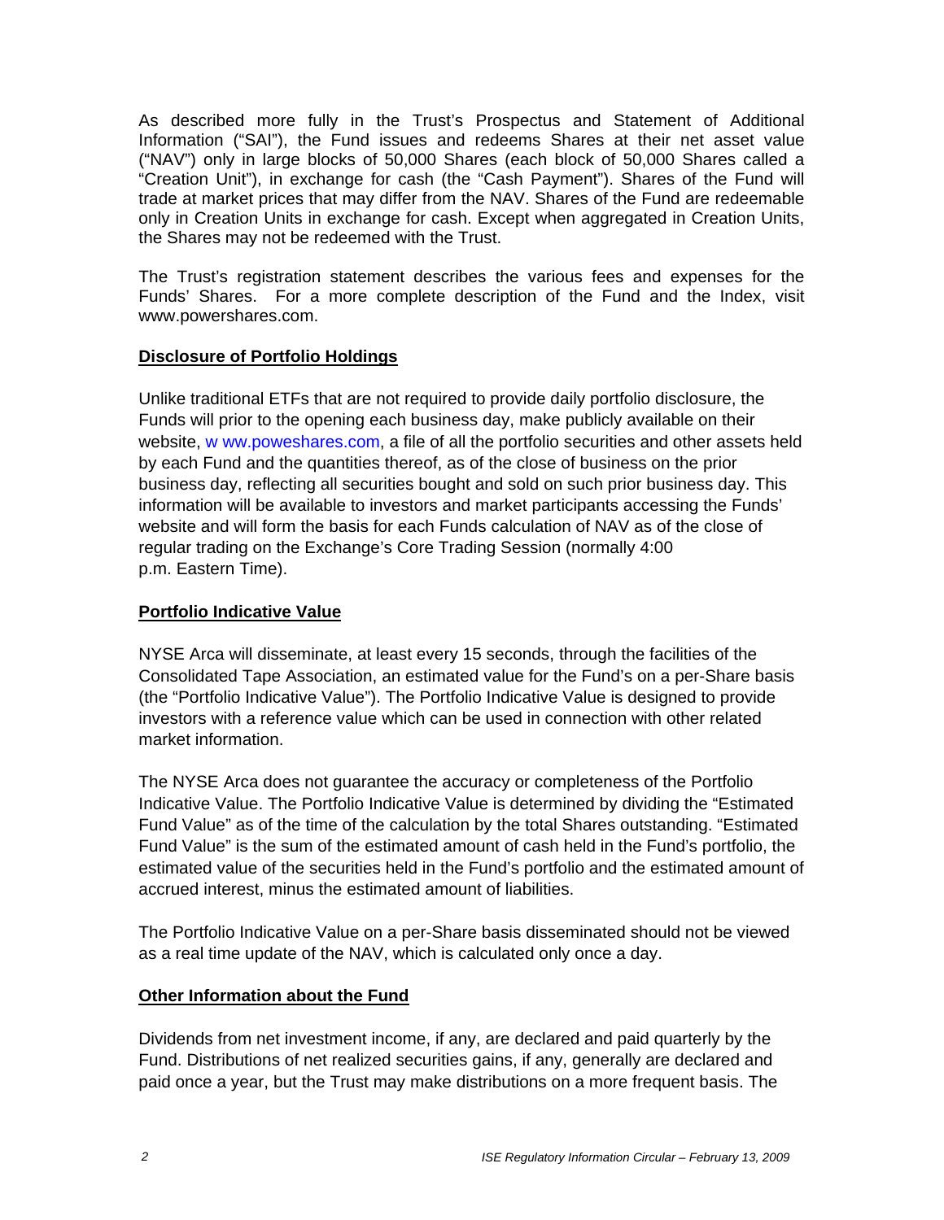As described more fully in the Trust's Prospectus and Statement of Additional Information ("SAI"), the Fund issues and redeems Shares at their net asset value ("NAV") only in large blocks of 50,000 Shares (each block of 50,000 Shares called a "Creation Unit"), in exchange for cash (the "Cash Payment"). Shares of the Fund will trade at market prices that may differ from the NAV. Shares of the Fund are redeemable only in Creation Units in exchange for cash. Except when aggregated in Creation Units, the Shares may not be redeemed with the Trust.

The Trust's registration statement describes the various fees and expenses for the Funds' Shares. For a more complete description of the Fund and the Index, visit www.powershares.com.

## Disclosure of Portfolio Holdings

Unlike traditional ETFs that are not required to provide daily portfolio disclosure, the Funds will prior to the opening each business day, make publicly available on their website, w ww.poweshares.com, a file of all the portfolio securities and other assets held by each Fund and the quantities thereof, as of the close of business on the prior business day, reflecting all securities bought and sold on such prior business day. This information will be available to investors and market participants accessing the Funds' website and will form the basis for each Funds calculation of NAV as of the close of regular trading on the Exchange's Core Trading Session (normally 4:00 p.m. Eastern Time).

## Portfolio Indicative Value

NYSE Arca will disseminate, at least every 15 seconds, through the facilities of the Consolidated Tape Association, an estimated value for the Fund's on a per-Share basis (the "Portfolio Indicative Value"). The Portfolio Indicative Value is designed to provide investors with a reference value which can be used in connection with other related market information.

The NYSE Arca does not guarantee the accuracy or completeness of the Portfolio Indicative Value. The Portfolio Indicative Value is determined by dividing the "Estimated Fund Value" as of the time of the calculation by the total Shares outstanding. "Estimated Fund Value" is the sum of the estimated amount of cash held in the Fund's portfolio, the estimated value of the securities held in the Fund's portfolio and the estimated amount of accrued interest, minus the estimated amount of liabilities.

The Portfolio Indicative Value on a per-Share basis disseminated should not be viewed as a real time update of the NAV, which is calculated only once a day.

## Other Information about the Fund

Dividends from net investment income, if any, are declared and paid quarterly by the Fund. Distributions of net realized securities gains, if any, generally are declared and paid once a year, but the Trust may make distributions on a more frequent basis. The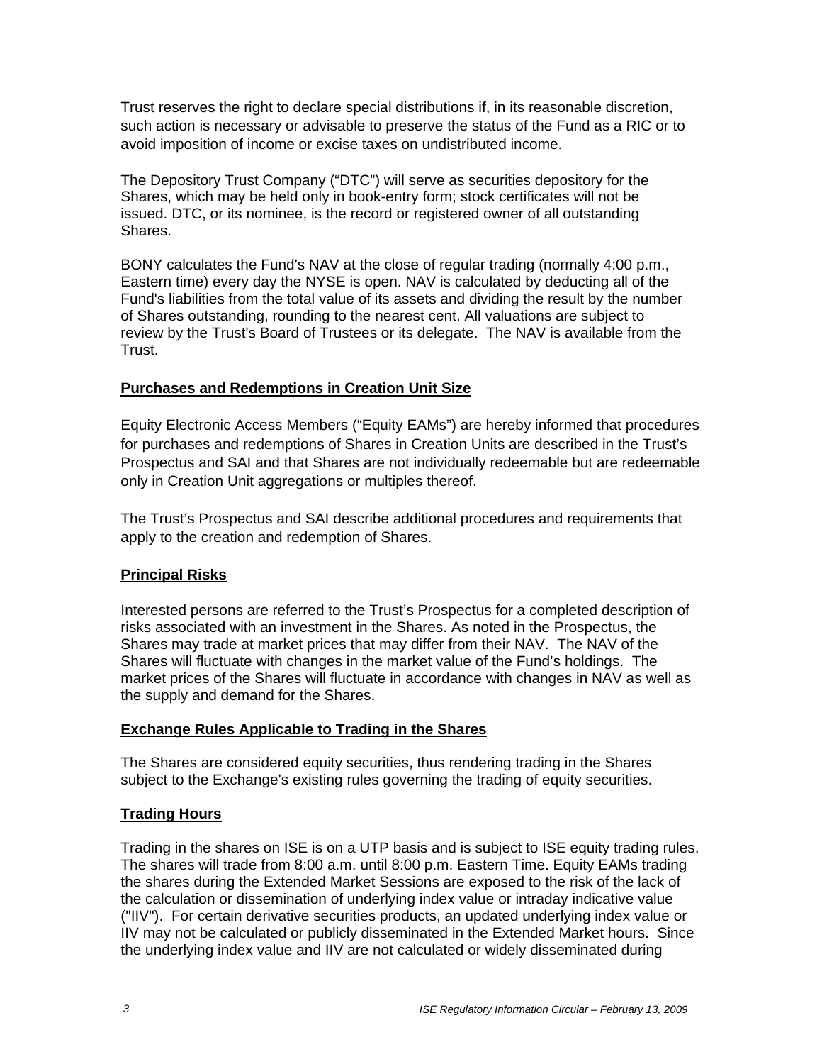Trust reserves the right to declare special distributions if, in its reasonable discretion, such action is necessary or advisable to preserve the status of the Fund as a RIC or to avoid imposition of income or excise taxes on undistributed income.

The Depository Trust Company ("DTC") will serve as securities depository for the Shares, which may be held only in book-entry form; stock certificates will not be issued. DTC, or its nominee, is the record or registered owner of all outstanding Shares.

BONY calculates the Fund's NAV at the close of regular trading (normally 4:00 p.m., Eastern time) every day the NYSE is open. NAV is calculated by deducting all of the Fund's liabilities from the total value of its assets and dividing the result by the number of Shares outstanding, rounding to the nearest cent. All valuations are subject to review by the Trust's Board of Trustees or its delegate. The NAV is available from the Trust.

## Purchases and Redemptions in Creation Unit Size

Equity Electronic Access Members ("Equity EAMs") are hereby informed that procedures for purchases and redemptions of Shares in Creation Units are described in the Trust's Prospectus and SAI and that Shares are not individually redeemable but are redeemable only in Creation Unit aggregations or multiples thereof.

The Trust's Prospectus and SAI describe additional procedures and requirements that apply to the creation and redemption of Shares.

## Principal Risks

Interested persons are referred to the Trust's Prospectus for a completed description of risks associated with an investment in the Shares. As noted in the Prospectus, the Shares may trade at market prices that may differ from their NAV. The NAV of the Shares will fluctuate with changes in the market value of the Fund's holdings. The market prices of the Shares will fluctuate in accordance with changes in NAV as well as the supply and demand for the Shares.

## Exchange Rules Applicable to Trading in the Shares

The Shares are considered equity securities, thus rendering trading in the Shares subject to the Exchange's existing rules governing the trading of equity securities.

## Trading Hours

Trading in the shares on ISE is on a UTP basis and is subject to ISE equity trading rules. The shares will trade from 8:00 a.m. until 8:00 p.m. Eastern Time. Equity EAMs trading the shares during the Extended Market Sessions are exposed to the risk of the lack of the calculation or dissemination of underlying index value or intraday indicative value ("IIV"). For certain derivative securities products, an updated underlying index value or IIV may not be calculated or publicly disseminated in the Extended Market hours. Since the underlying index value and IIV are not calculated or widely disseminated during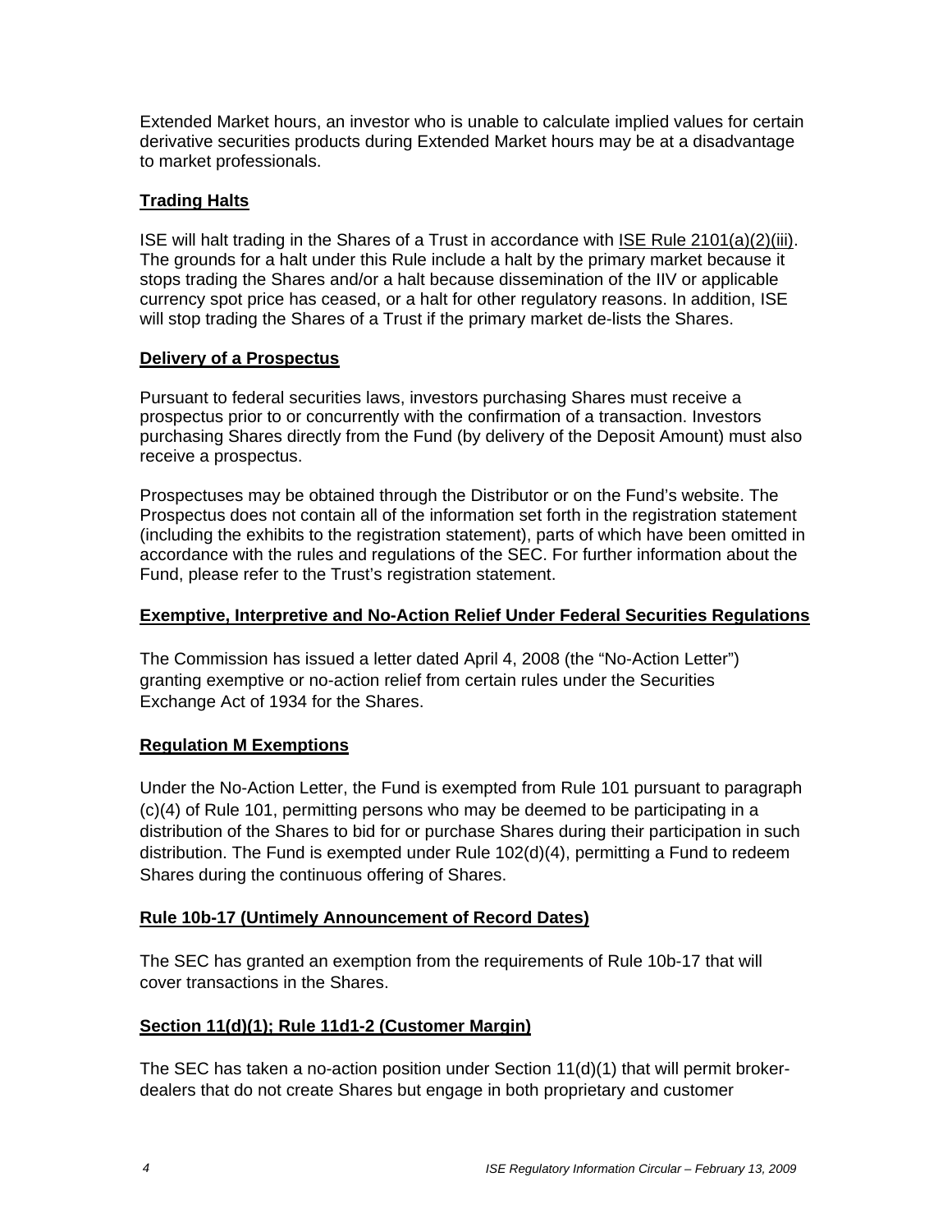Extended Market hours, an investor who is unable to calculate implied values for certain derivative securities products during Extended Market hours may be at a disadvantage to market professionals.

## Trading Halts

ISE will halt trading in the Shares of a Trust in accordance with ISE Rule 2101(a)(2)(iii). The grounds for a halt under this Rule include a halt by the primary market because it stops trading the Shares and/or a halt because dissemination of the IIV or applicable currency spot price has ceased, or a halt for other regulatory reasons. In addition, ISE will stop trading the Shares of a Trust if the primary market de-lists the Shares.

## Delivery of a Prospectus

Pursuant to federal securities laws, investors purchasing Shares must receive a prospectus prior to or concurrently with the confirmation of a transaction. Investors purchasing Shares directly from the Fund (by delivery of the Deposit Amount) must also receive a prospectus.

Prospectuses may be obtained through the Distributor or on the Fund's website. The Prospectus does not contain all of the information set forth in the registration statement (including the exhibits to the registration statement), parts of which have been omitted in accordance with the rules and regulations of the SEC. For further information about the Fund, please refer to the Trust's registration statement.

## Exemptive, Interpretive and No-Action Relief Under Federal Securities Regulations

The Commission has issued a letter dated April 4, 2008 (the "No-Action Letter") granting exemptive or no-action relief from certain rules under the Securities Exchange Act of 1934 for the Shares.

## Regulation M Exemptions

Under the No-Action Letter, the Fund is exempted from Rule 101 pursuant to paragraph (c)(4) of Rule 101, permitting persons who may be deemed to be participating in a distribution of the Shares to bid for or purchase Shares during their participation in such distribution. The Fund is exempted under Rule 102(d)(4), permitting a Fund to redeem Shares during the continuous offering of Shares.

## Rule 10b-17 (Untimely Announcement of Record Dates)

The SEC has granted an exemption from the requirements of Rule 10b-17 that will cover transactions in the Shares.

## Section 11(d)(1); Rule 11d1-2 (Customer Margin)

The SEC has taken a no-action position under Section 11(d)(1) that will permit broker-dealers that do not create Shares but engage in both proprietary and customer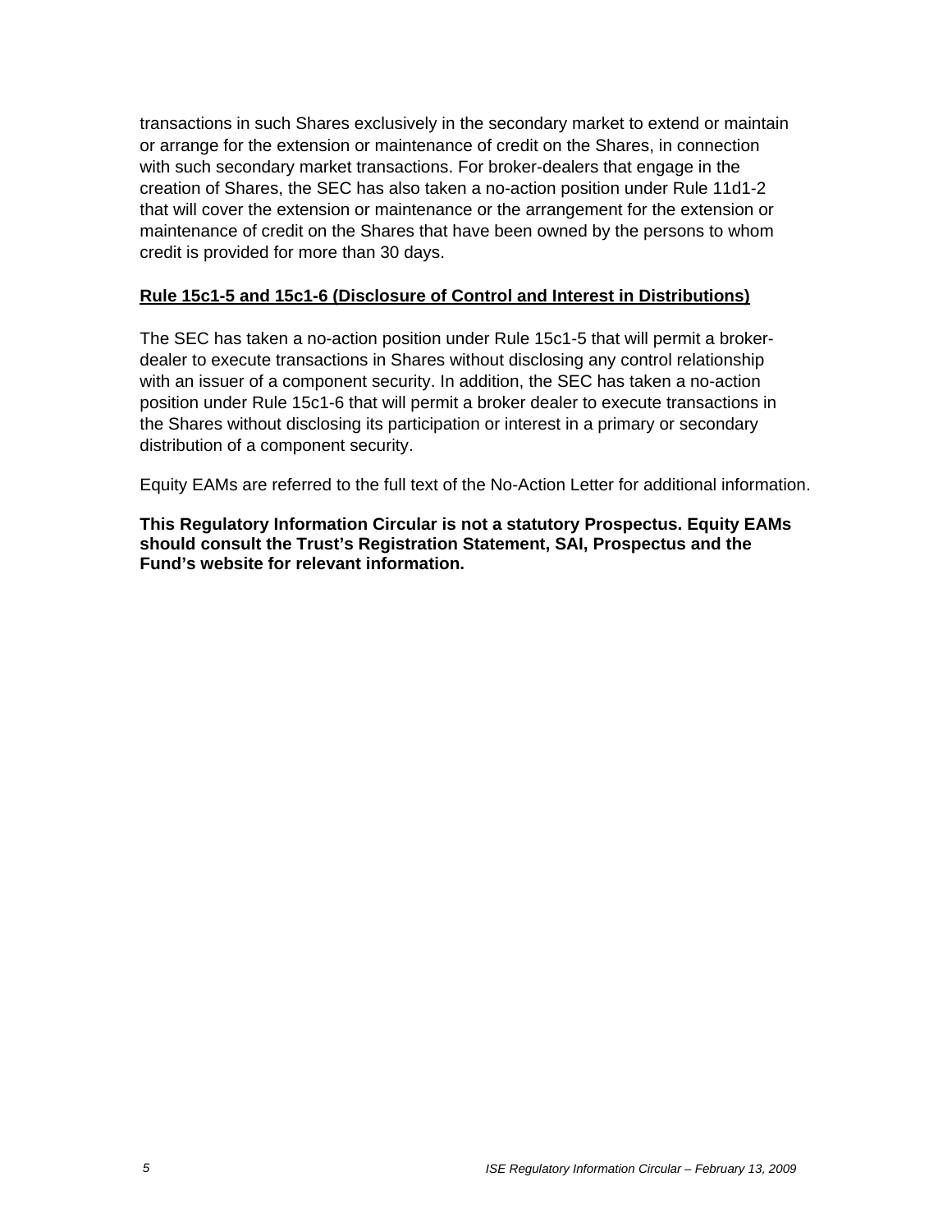transactions in such Shares exclusively in the secondary market to extend or maintain or arrange for the extension or maintenance of credit on the Shares, in connection with such secondary market transactions. For broker-dealers that engage in the creation of Shares, the SEC has also taken a no-action position under Rule 11d1-2 that will cover the extension or maintenance or the arrangement for the extension or maintenance of credit on the Shares that have been owned by the persons to whom credit is provided for more than 30 days.

**Rule 15c1-5 and 15c1-6 (Disclosure of Control and Interest in Distributions)**

The SEC has taken a no-action position under Rule 15c1-5 that will permit a broker-dealer to execute transactions in Shares without disclosing any control relationship with an issuer of a component security. In addition, the SEC has taken a no-action position under Rule 15c1-6 that will permit a broker dealer to execute transactions in the Shares without disclosing its participation or interest in a primary or secondary distribution of a component security.

Equity EAMs are referred to the full text of the No-Action Letter for additional information.

**This Regulatory Information Circular is not a statutory Prospectus. Equity EAMs should consult the Trust's Registration Statement, SAI, Prospectus and the Fund's website for relevant information.**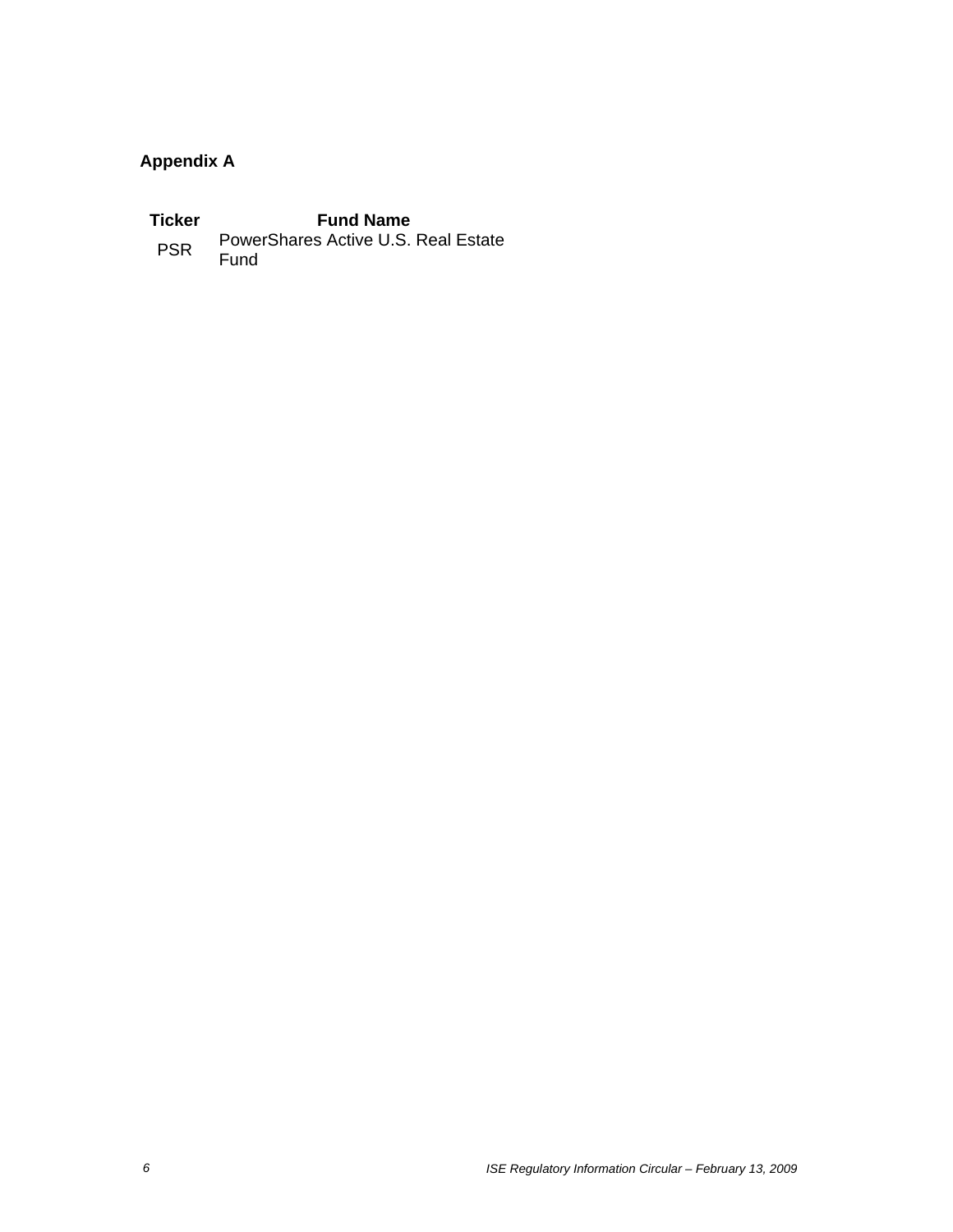## Appendix A

| Ticker | Fund Name |
|---|---|
| PSR | PowerShares Active U.S. Real Estate Fund |